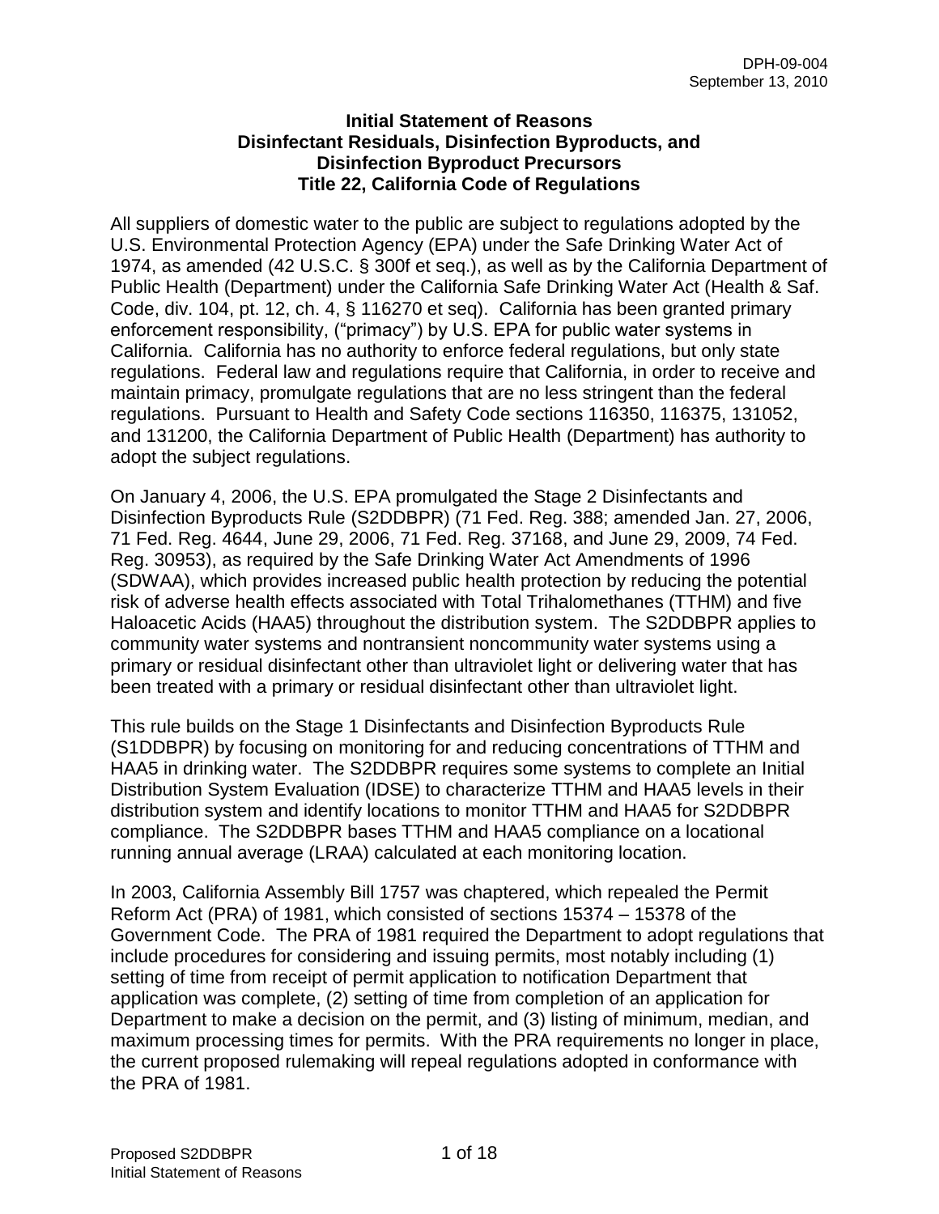DPH-09-004
September 13, 2010

**Initial Statement of Reasons**
**Disinfectant Residuals, Disinfection Byproducts, and Disinfection Byproduct Precursors**
**Title 22, California Code of Regulations**

All suppliers of domestic water to the public are subject to regulations adopted by the U.S. Environmental Protection Agency (EPA) under the Safe Drinking Water Act of 1974, as amended (42 U.S.C. § 300f et seq.), as well as by the California Department of Public Health (Department) under the California Safe Drinking Water Act (Health & Saf. Code, div. 104, pt. 12, ch. 4, § 116270 et seq). California has been granted primary enforcement responsibility, ("primacy") by U.S. EPA for public water systems in California. California has no authority to enforce federal regulations, but only state regulations. Federal law and regulations require that California, in order to receive and maintain primacy, promulgate regulations that are no less stringent than the federal regulations. Pursuant to Health and Safety Code sections 116350, 116375, 131052, and 131200, the California Department of Public Health (Department) has authority to adopt the subject regulations.

On January 4, 2006, the U.S. EPA promulgated the Stage 2 Disinfectants and Disinfection Byproducts Rule (S2DDBPR) (71 Fed. Reg. 388; amended Jan. 27, 2006, 71 Fed. Reg. 4644, June 29, 2006, 71 Fed. Reg. 37168, and June 29, 2009, 74 Fed. Reg. 30953), as required by the Safe Drinking Water Act Amendments of 1996 (SDWAA), which provides increased public health protection by reducing the potential risk of adverse health effects associated with Total Trihalomethanes (TTHM) and five Haloacetic Acids (HAA5) throughout the distribution system. The S2DDBPR applies to community water systems and nontransient noncommunity water systems using a primary or residual disinfectant other than ultraviolet light or delivering water that has been treated with a primary or residual disinfectant other than ultraviolet light.

This rule builds on the Stage 1 Disinfectants and Disinfection Byproducts Rule (S1DDBPR) by focusing on monitoring for and reducing concentrations of TTHM and HAA5 in drinking water. The S2DDBPR requires some systems to complete an Initial Distribution System Evaluation (IDSE) to characterize TTHM and HAA5 levels in their distribution system and identify locations to monitor TTHM and HAA5 for S2DDBPR compliance. The S2DDBPR bases TTHM and HAA5 compliance on a locational running annual average (LRAA) calculated at each monitoring location.

In 2003, California Assembly Bill 1757 was chaptered, which repealed the Permit Reform Act (PRA) of 1981, which consisted of sections 15374 – 15378 of the Government Code. The PRA of 1981 required the Department to adopt regulations that include procedures for considering and issuing permits, most notably including (1) setting of time from receipt of permit application to notification Department that application was complete, (2) setting of time from completion of an application for Department to make a decision on the permit, and (3) listing of minimum, median, and maximum processing times for permits. With the PRA requirements no longer in place, the current proposed rulemaking will repeal regulations adopted in conformance with the PRA of 1981.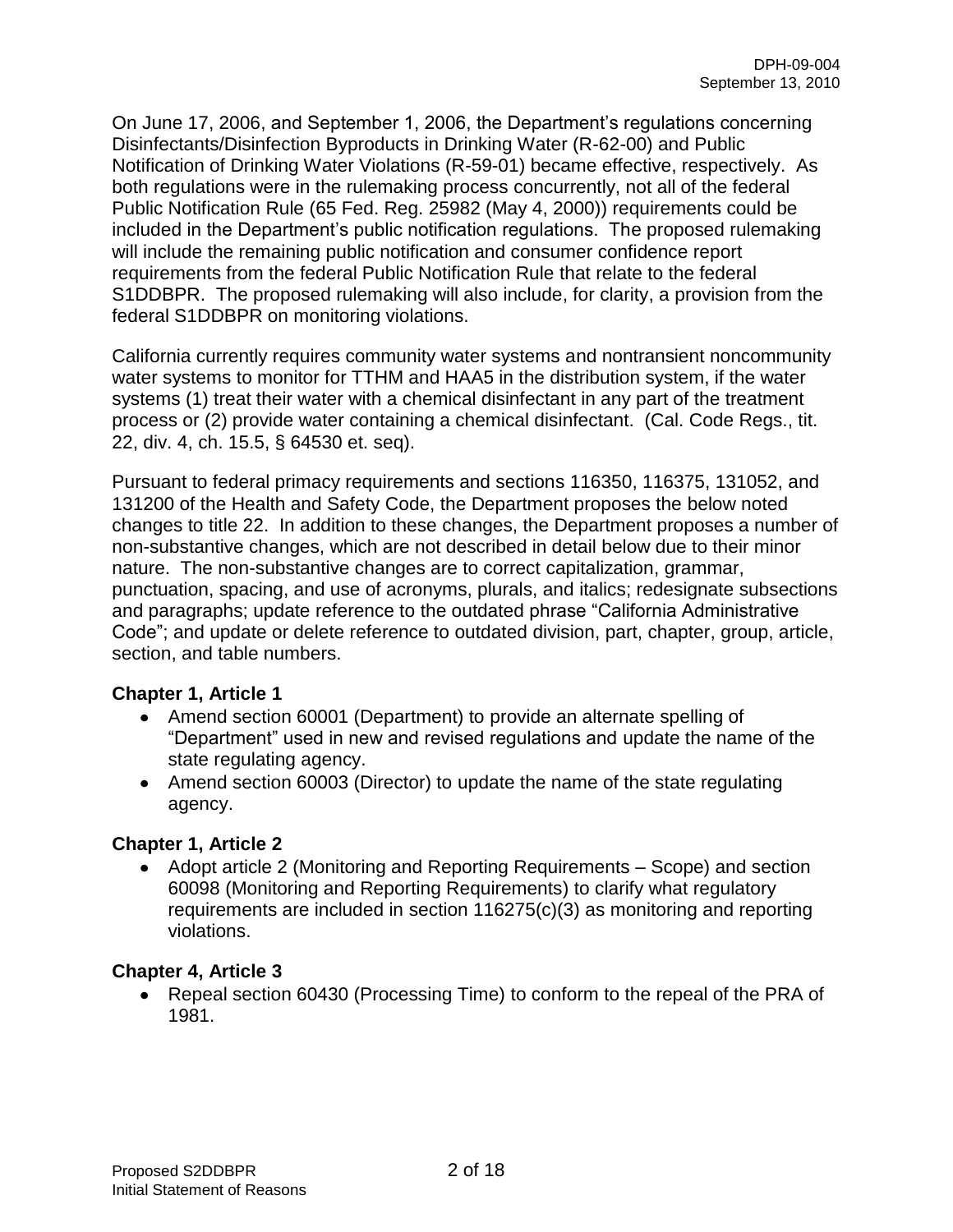On June 17, 2006, and September 1, 2006, the Department's regulations concerning Disinfectants/Disinfection Byproducts in Drinking Water (R-62-00) and Public Notification of Drinking Water Violations (R-59-01) became effective, respectively. As both regulations were in the rulemaking process concurrently, not all of the federal Public Notification Rule (65 Fed. Reg. 25982 (May 4, 2000)) requirements could be included in the Department's public notification regulations. The proposed rulemaking will include the remaining public notification and consumer confidence report requirements from the federal Public Notification Rule that relate to the federal S1DDBPR. The proposed rulemaking will also include, for clarity, a provision from the federal S1DDBPR on monitoring violations.

California currently requires community water systems and nontransient noncommunity water systems to monitor for TTHM and HAA5 in the distribution system, if the water systems (1) treat their water with a chemical disinfectant in any part of the treatment process or (2) provide water containing a chemical disinfectant. (Cal. Code Regs., tit. 22, div. 4, ch. 15.5, § 64530 et. seq).

Pursuant to federal primacy requirements and sections 116350, 116375, 131052, and 131200 of the Health and Safety Code, the Department proposes the below noted changes to title 22. In addition to these changes, the Department proposes a number of non-substantive changes, which are not described in detail below due to their minor nature. The non-substantive changes are to correct capitalization, grammar, punctuation, spacing, and use of acronyms, plurals, and italics; redesignate subsections and paragraphs; update reference to the outdated phrase "California Administrative Code"; and update or delete reference to outdated division, part, chapter, group, article, section, and table numbers.

**Chapter 1, Article 1**

- Amend section 60001 (Department) to provide an alternate spelling of "Department" used in new and revised regulations and update the name of the state regulating agency.
- Amend section 60003 (Director) to update the name of the state regulating agency.

**Chapter 1, Article 2**

- Adopt article 2 (Monitoring and Reporting Requirements – Scope) and section 60098 (Monitoring and Reporting Requirements) to clarify what regulatory requirements are included in section 116275(c)(3) as monitoring and reporting violations.

**Chapter 4, Article 3**

- Repeal section 60430 (Processing Time) to conform to the repeal of the PRA of 1981.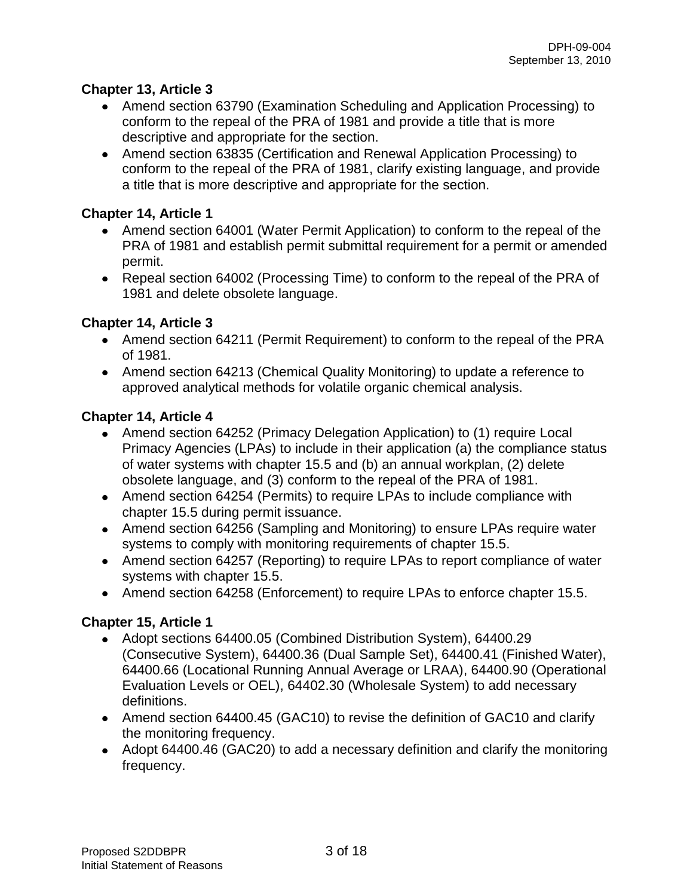**Chapter 13, Article 3**

- Amend section 63790 (Examination Scheduling and Application Processing) to conform to the repeal of the PRA of 1981 and provide a title that is more descriptive and appropriate for the section.
- Amend section 63835 (Certification and Renewal Application Processing) to conform to the repeal of the PRA of 1981, clarify existing language, and provide a title that is more descriptive and appropriate for the section.

**Chapter 14, Article 1**

- Amend section 64001 (Water Permit Application) to conform to the repeal of the PRA of 1981 and establish permit submittal requirement for a permit or amended permit.
- Repeal section 64002 (Processing Time) to conform to the repeal of the PRA of 1981 and delete obsolete language.

**Chapter 14, Article 3**

- Amend section 64211 (Permit Requirement) to conform to the repeal of the PRA of 1981.
- Amend section 64213 (Chemical Quality Monitoring) to update a reference to approved analytical methods for volatile organic chemical analysis.

**Chapter 14, Article 4**

- Amend section 64252 (Primacy Delegation Application) to (1) require Local Primacy Agencies (LPAs) to include in their application (a) the compliance status of water systems with chapter 15.5 and (b) an annual workplan, (2) delete obsolete language, and (3) conform to the repeal of the PRA of 1981.
- Amend section 64254 (Permits) to require LPAs to include compliance with chapter 15.5 during permit issuance.
- Amend section 64256 (Sampling and Monitoring) to ensure LPAs require water systems to comply with monitoring requirements of chapter 15.5.
- Amend section 64257 (Reporting) to require LPAs to report compliance of water systems with chapter 15.5.
- Amend section 64258 (Enforcement) to require LPAs to enforce chapter 15.5.

**Chapter 15, Article 1**

- Adopt sections 64400.05 (Combined Distribution System), 64400.29 (Consecutive System), 64400.36 (Dual Sample Set), 64400.41 (Finished Water), 64400.66 (Locational Running Annual Average or LRAA), 64400.90 (Operational Evaluation Levels or OEL), 64402.30 (Wholesale System) to add necessary definitions.
- Amend section 64400.45 (GAC10) to revise the definition of GAC10 and clarify the monitoring frequency.
- Adopt 64400.46 (GAC20) to add a necessary definition and clarify the monitoring frequency.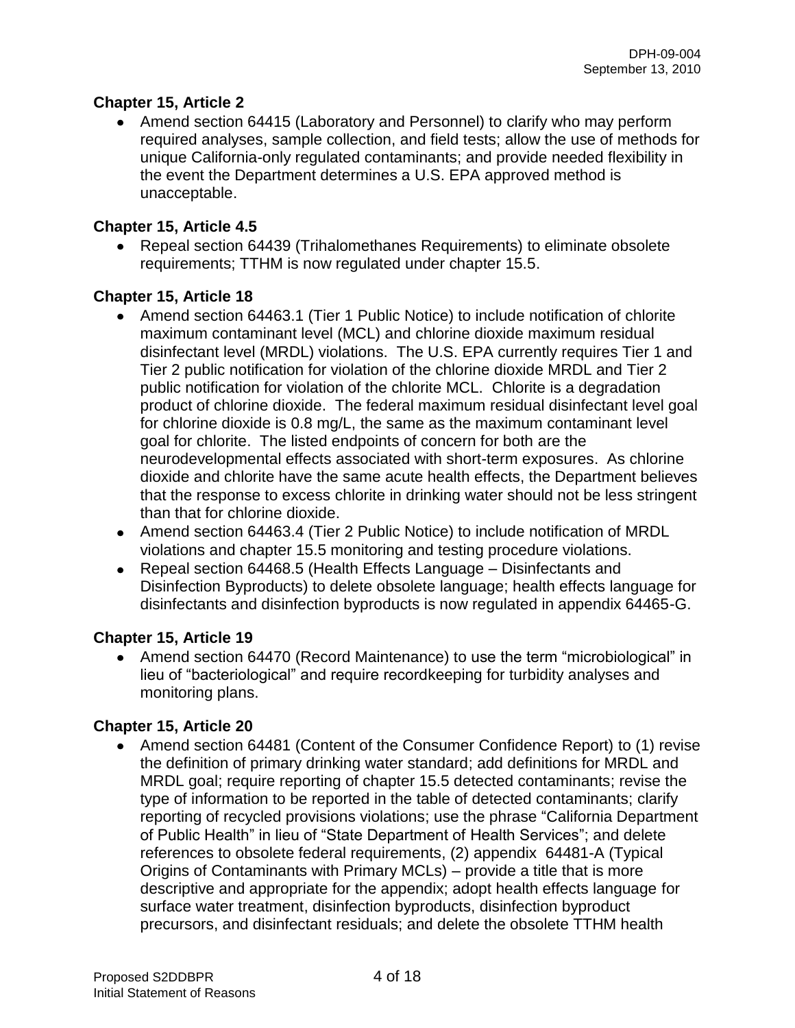**Chapter 15, Article 2**

- Amend section 64415 (Laboratory and Personnel) to clarify who may perform required analyses, sample collection, and field tests; allow the use of methods for unique California-only regulated contaminants; and provide needed flexibility in the event the Department determines a U.S. EPA approved method is unacceptable.

**Chapter 15, Article 4.5**

- Repeal section 64439 (Trihalomethanes Requirements) to eliminate obsolete requirements; TTHM is now regulated under chapter 15.5.

**Chapter 15, Article 18**

- Amend section 64463.1 (Tier 1 Public Notice) to include notification of chlorite maximum contaminant level (MCL) and chlorine dioxide maximum residual disinfectant level (MRDL) violations. The U.S. EPA currently requires Tier 1 and Tier 2 public notification for violation of the chlorine dioxide MRDL and Tier 2 public notification for violation of the chlorite MCL. Chlorite is a degradation product of chlorine dioxide. The federal maximum residual disinfectant level goal for chlorine dioxide is 0.8 mg/L, the same as the maximum contaminant level goal for chlorite. The listed endpoints of concern for both are the neurodevelopmental effects associated with short-term exposures. As chlorine dioxide and chlorite have the same acute health effects, the Department believes that the response to excess chlorite in drinking water should not be less stringent than that for chlorine dioxide.
- Amend section 64463.4 (Tier 2 Public Notice) to include notification of MRDL violations and chapter 15.5 monitoring and testing procedure violations.
- Repeal section 64468.5 (Health Effects Language – Disinfectants and Disinfection Byproducts) to delete obsolete language; health effects language for disinfectants and disinfection byproducts is now regulated in appendix 64465-G.

**Chapter 15, Article 19**

- Amend section 64470 (Record Maintenance) to use the term "microbiological" in lieu of "bacteriological" and require recordkeeping for turbidity analyses and monitoring plans.

**Chapter 15, Article 20**

- Amend section 64481 (Content of the Consumer Confidence Report) to (1) revise the definition of primary drinking water standard; add definitions for MRDL and MRDL goal; require reporting of chapter 15.5 detected contaminants; revise the type of information to be reported in the table of detected contaminants; clarify reporting of recycled provisions violations; use the phrase "California Department of Public Health" in lieu of "State Department of Health Services"; and delete references to obsolete federal requirements, (2) appendix 64481-A (Typical Origins of Contaminants with Primary MCLs) – provide a title that is more descriptive and appropriate for the appendix; adopt health effects language for surface water treatment, disinfection byproducts, disinfection byproduct precursors, and disinfectant residuals; and delete the obsolete TTHM health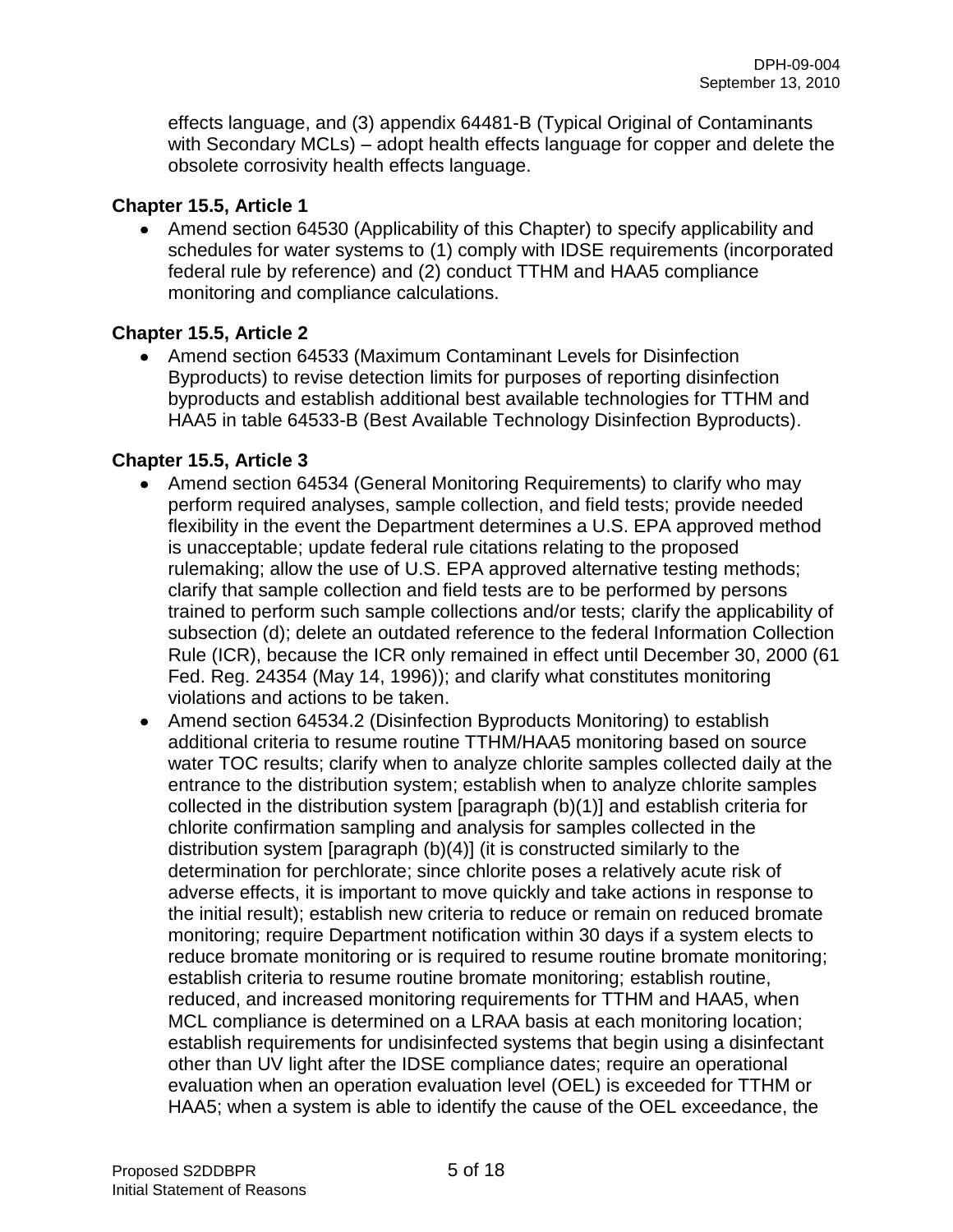effects language, and (3) appendix 64481-B (Typical Original of Contaminants with Secondary MCLs) – adopt health effects language for copper and delete the obsolete corrosivity health effects language.

**Chapter 15.5, Article 1**

- Amend section 64530 (Applicability of this Chapter) to specify applicability and schedules for water systems to (1) comply with IDSE requirements (incorporated federal rule by reference) and (2) conduct TTHM and HAA5 compliance monitoring and compliance calculations.

**Chapter 15.5, Article 2**

- Amend section 64533 (Maximum Contaminant Levels for Disinfection Byproducts) to revise detection limits for purposes of reporting disinfection byproducts and establish additional best available technologies for TTHM and HAA5 in table 64533-B (Best Available Technology Disinfection Byproducts).

**Chapter 15.5, Article 3**

- Amend section 64534 (General Monitoring Requirements) to clarify who may perform required analyses, sample collection, and field tests; provide needed flexibility in the event the Department determines a U.S. EPA approved method is unacceptable; update federal rule citations relating to the proposed rulemaking; allow the use of U.S. EPA approved alternative testing methods; clarify that sample collection and field tests are to be performed by persons trained to perform such sample collections and/or tests; clarify the applicability of subsection (d); delete an outdated reference to the federal Information Collection Rule (ICR), because the ICR only remained in effect until December 30, 2000 (61 Fed. Reg. 24354 (May 14, 1996)); and clarify what constitutes monitoring violations and actions to be taken.
- Amend section 64534.2 (Disinfection Byproducts Monitoring) to establish additional criteria to resume routine TTHM/HAA5 monitoring based on source water TOC results; clarify when to analyze chlorite samples collected daily at the entrance to the distribution system; establish when to analyze chlorite samples collected in the distribution system [paragraph (b)(1)] and establish criteria for chlorite confirmation sampling and analysis for samples collected in the distribution system [paragraph (b)(4)] (it is constructed similarly to the determination for perchlorate; since chlorite poses a relatively acute risk of adverse effects, it is important to move quickly and take actions in response to the initial result); establish new criteria to reduce or remain on reduced bromate monitoring; require Department notification within 30 days if a system elects to reduce bromate monitoring or is required to resume routine bromate monitoring; establish criteria to resume routine bromate monitoring; establish routine, reduced, and increased monitoring requirements for TTHM and HAA5, when MCL compliance is determined on a LRAA basis at each monitoring location; establish requirements for undisinfected systems that begin using a disinfectant other than UV light after the IDSE compliance dates; require an operational evaluation when an operation evaluation level (OEL) is exceeded for TTHM or HAA5; when a system is able to identify the cause of the OEL exceedance, the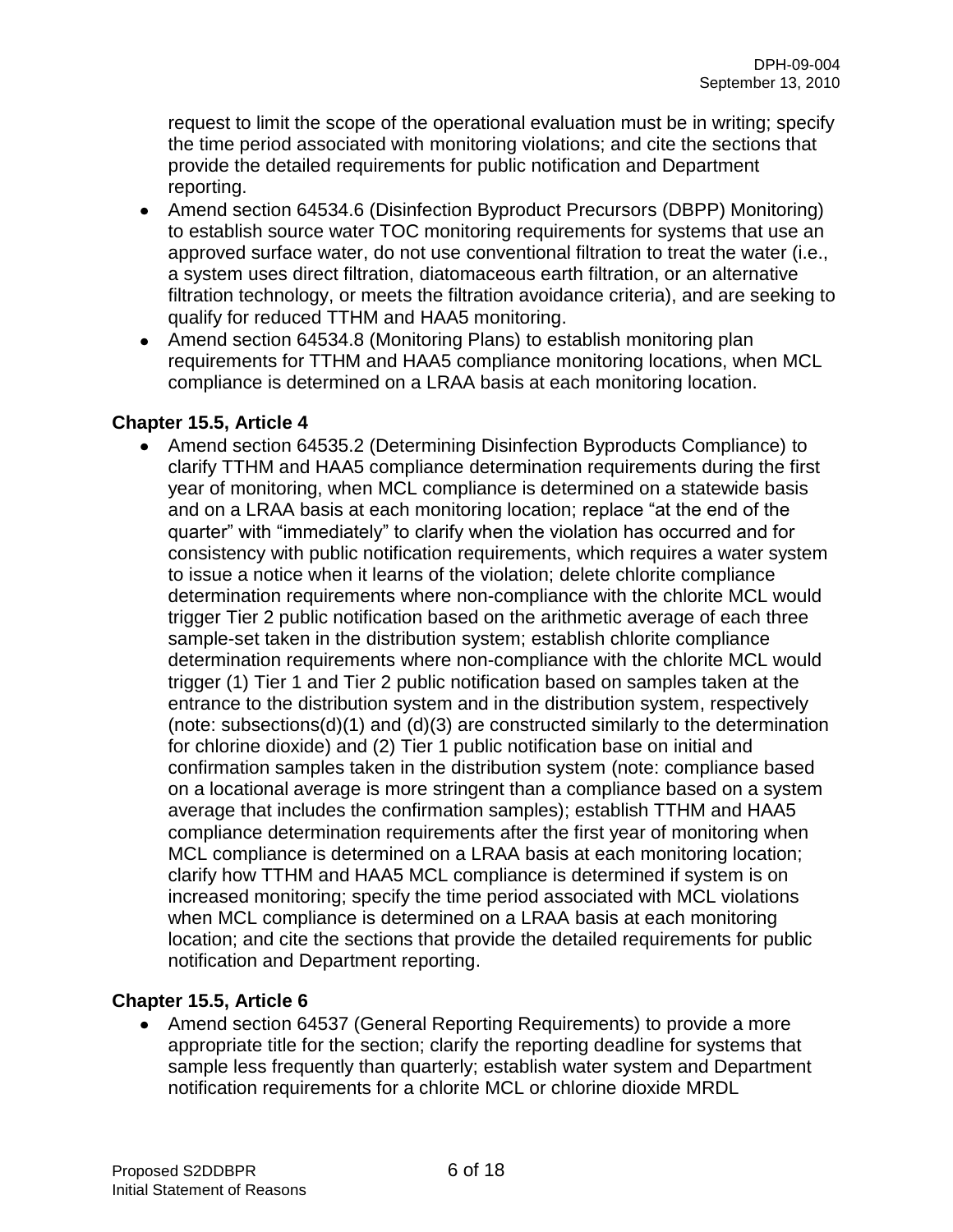request to limit the scope of the operational evaluation must be in writing; specify the time period associated with monitoring violations; and cite the sections that provide the detailed requirements for public notification and Department reporting.

- Amend section 64534.6 (Disinfection Byproduct Precursors (DBPP) Monitoring) to establish source water TOC monitoring requirements for systems that use an approved surface water, do not use conventional filtration to treat the water (i.e., a system uses direct filtration, diatomaceous earth filtration, or an alternative filtration technology, or meets the filtration avoidance criteria), and are seeking to qualify for reduced TTHM and HAA5 monitoring.
- Amend section 64534.8 (Monitoring Plans) to establish monitoring plan requirements for TTHM and HAA5 compliance monitoring locations, when MCL compliance is determined on a LRAA basis at each monitoring location.

**Chapter 15.5, Article 4**

- Amend section 64535.2 (Determining Disinfection Byproducts Compliance) to clarify TTHM and HAA5 compliance determination requirements during the first year of monitoring, when MCL compliance is determined on a statewide basis and on a LRAA basis at each monitoring location; replace "at the end of the quarter" with "immediately" to clarify when the violation has occurred and for consistency with public notification requirements, which requires a water system to issue a notice when it learns of the violation; delete chlorite compliance determination requirements where non-compliance with the chlorite MCL would trigger Tier 2 public notification based on the arithmetic average of each three sample-set taken in the distribution system; establish chlorite compliance determination requirements where non-compliance with the chlorite MCL would trigger (1) Tier 1 and Tier 2 public notification based on samples taken at the entrance to the distribution system and in the distribution system, respectively (note: subsections(d)(1) and (d)(3) are constructed similarly to the determination for chlorine dioxide) and (2) Tier 1 public notification base on initial and confirmation samples taken in the distribution system (note: compliance based on a locational average is more stringent than a compliance based on a system average that includes the confirmation samples); establish TTHM and HAA5 compliance determination requirements after the first year of monitoring when MCL compliance is determined on a LRAA basis at each monitoring location; clarify how TTHM and HAA5 MCL compliance is determined if system is on increased monitoring; specify the time period associated with MCL violations when MCL compliance is determined on a LRAA basis at each monitoring location; and cite the sections that provide the detailed requirements for public notification and Department reporting.

**Chapter 15.5, Article 6**

- Amend section 64537 (General Reporting Requirements) to provide a more appropriate title for the section; clarify the reporting deadline for systems that sample less frequently than quarterly; establish water system and Department notification requirements for a chlorite MCL or chlorine dioxide MRDL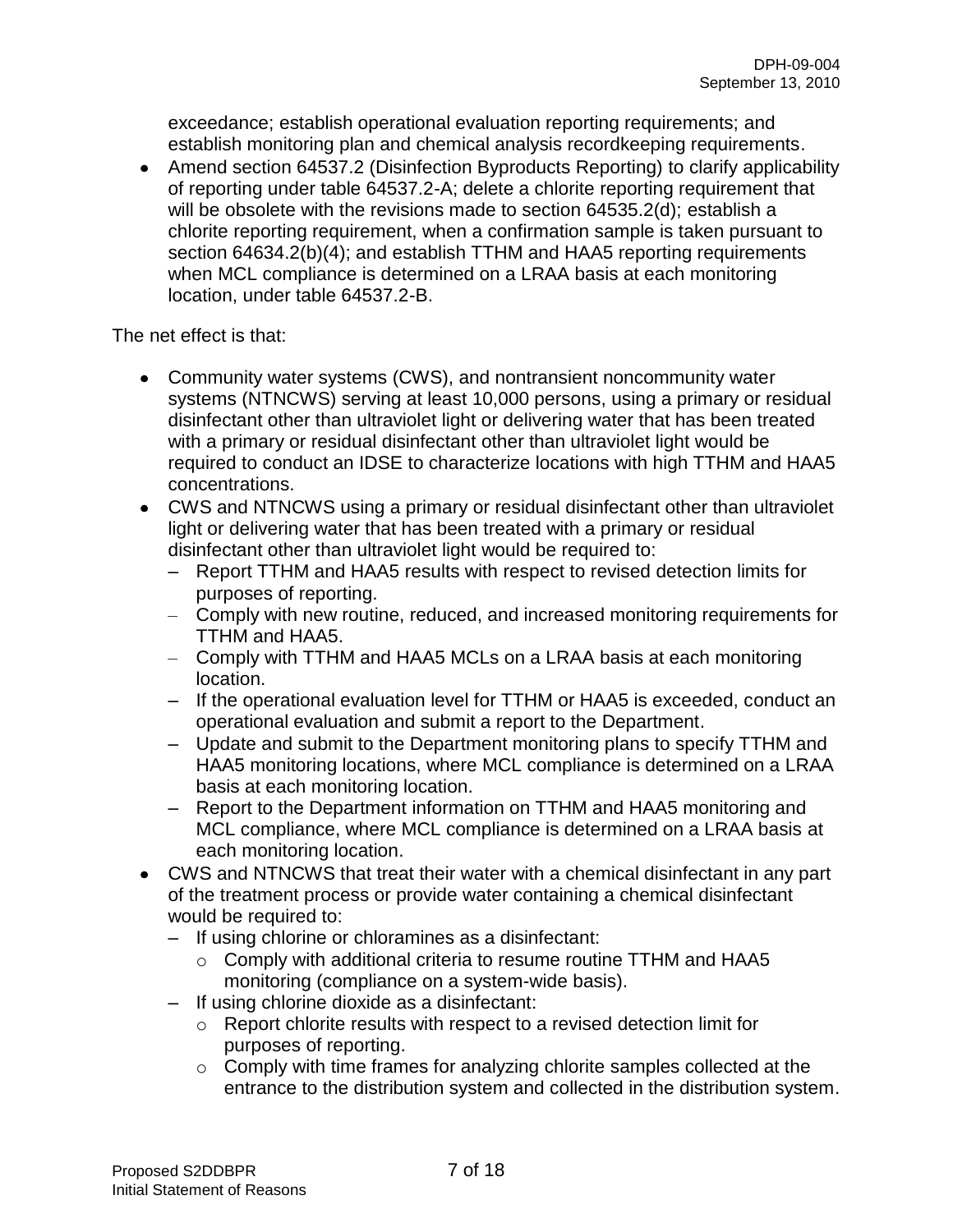exceedance; establish operational evaluation reporting requirements; and establish monitoring plan and chemical analysis recordkeeping requirements.

- Amend section 64537.2 (Disinfection Byproducts Reporting) to clarify applicability of reporting under table 64537.2-A; delete a chlorite reporting requirement that will be obsolete with the revisions made to section 64535.2(d); establish a chlorite reporting requirement, when a confirmation sample is taken pursuant to section 64634.2(b)(4); and establish TTHM and HAA5 reporting requirements when MCL compliance is determined on a LRAA basis at each monitoring location, under table 64537.2-B.

The net effect is that:

- Community water systems (CWS), and nontransient noncommunity water systems (NTNCWS) serving at least 10,000 persons, using a primary or residual disinfectant other than ultraviolet light or delivering water that has been treated with a primary or residual disinfectant other than ultraviolet light would be required to conduct an IDSE to characterize locations with high TTHM and HAA5 concentrations.
- CWS and NTNCWS using a primary or residual disinfectant other than ultraviolet light or delivering water that has been treated with a primary or residual disinfectant other than ultraviolet light would be required to:
  - Report TTHM and HAA5 results with respect to revised detection limits for purposes of reporting.
  - Comply with new routine, reduced, and increased monitoring requirements for TTHM and HAA5.
  - Comply with TTHM and HAA5 MCLs on a LRAA basis at each monitoring location.
  - If the operational evaluation level for TTHM or HAA5 is exceeded, conduct an operational evaluation and submit a report to the Department.
  - Update and submit to the Department monitoring plans to specify TTHM and HAA5 monitoring locations, where MCL compliance is determined on a LRAA basis at each monitoring location.
  - Report to the Department information on TTHM and HAA5 monitoring and MCL compliance, where MCL compliance is determined on a LRAA basis at each monitoring location.
- CWS and NTNCWS that treat their water with a chemical disinfectant in any part of the treatment process or provide water containing a chemical disinfectant would be required to:
  - If using chlorine or chloramines as a disinfectant:
    - Comply with additional criteria to resume routine TTHM and HAA5 monitoring (compliance on a system-wide basis).
  - If using chlorine dioxide as a disinfectant:
    - Report chlorite results with respect to a revised detection limit for purposes of reporting.
    - Comply with time frames for analyzing chlorite samples collected at the entrance to the distribution system and collected in the distribution system.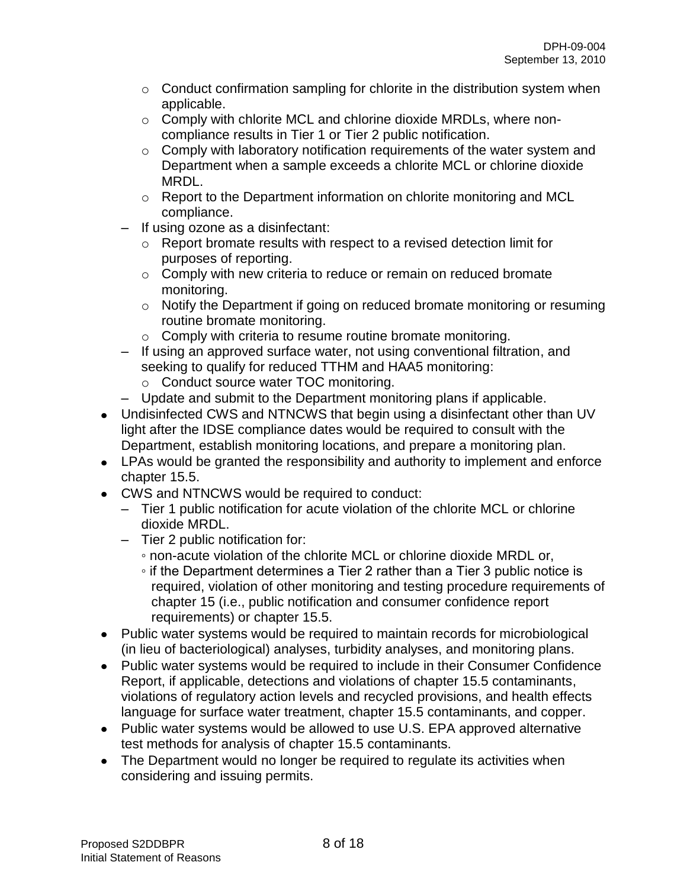- Conduct confirmation sampling for chlorite in the distribution system when applicable.
        - Comply with chlorite MCL and chlorine dioxide MRDLs, where non-compliance results in Tier 1 or Tier 2 public notification.
        - Comply with laboratory notification requirements of the water system and Department when a sample exceeds a chlorite MCL or chlorine dioxide MRDL.
        - Report to the Department information on chlorite monitoring and MCL compliance.
    - If using ozone as a disinfectant:
        - Report bromate results with respect to a revised detection limit for purposes of reporting.
        - Comply with new criteria to reduce or remain on reduced bromate monitoring.
        - Notify the Department if going on reduced bromate monitoring or resuming routine bromate monitoring.
        - Comply with criteria to resume routine bromate monitoring.
    - If using an approved surface water, not using conventional filtration, and seeking to qualify for reduced TTHM and HAA5 monitoring:
        - Conduct source water TOC monitoring.
    - Update and submit to the Department monitoring plans if applicable.
- Undisinfected CWS and NTNCWS that begin using a disinfectant other than UV light after the IDSE compliance dates would be required to consult with the Department, establish monitoring locations, and prepare a monitoring plan.
- LPAs would be granted the responsibility and authority to implement and enforce chapter 15.5.
- CWS and NTNCWS would be required to conduct:
    - Tier 1 public notification for acute violation of the chlorite MCL or chlorine dioxide MRDL.
    - Tier 2 public notification for:
        - non-acute violation of the chlorite MCL or chlorine dioxide MRDL or,
        - if the Department determines a Tier 2 rather than a Tier 3 public notice is required, violation of other monitoring and testing procedure requirements of chapter 15 (i.e., public notification and consumer confidence report requirements) or chapter 15.5.
- Public water systems would be required to maintain records for microbiological (in lieu of bacteriological) analyses, turbidity analyses, and monitoring plans.
- Public water systems would be required to include in their Consumer Confidence Report, if applicable, detections and violations of chapter 15.5 contaminants, violations of regulatory action levels and recycled provisions, and health effects language for surface water treatment, chapter 15.5 contaminants, and copper.
- Public water systems would be allowed to use U.S. EPA approved alternative test methods for analysis of chapter 15.5 contaminants.
- The Department would no longer be required to regulate its activities when considering and issuing permits.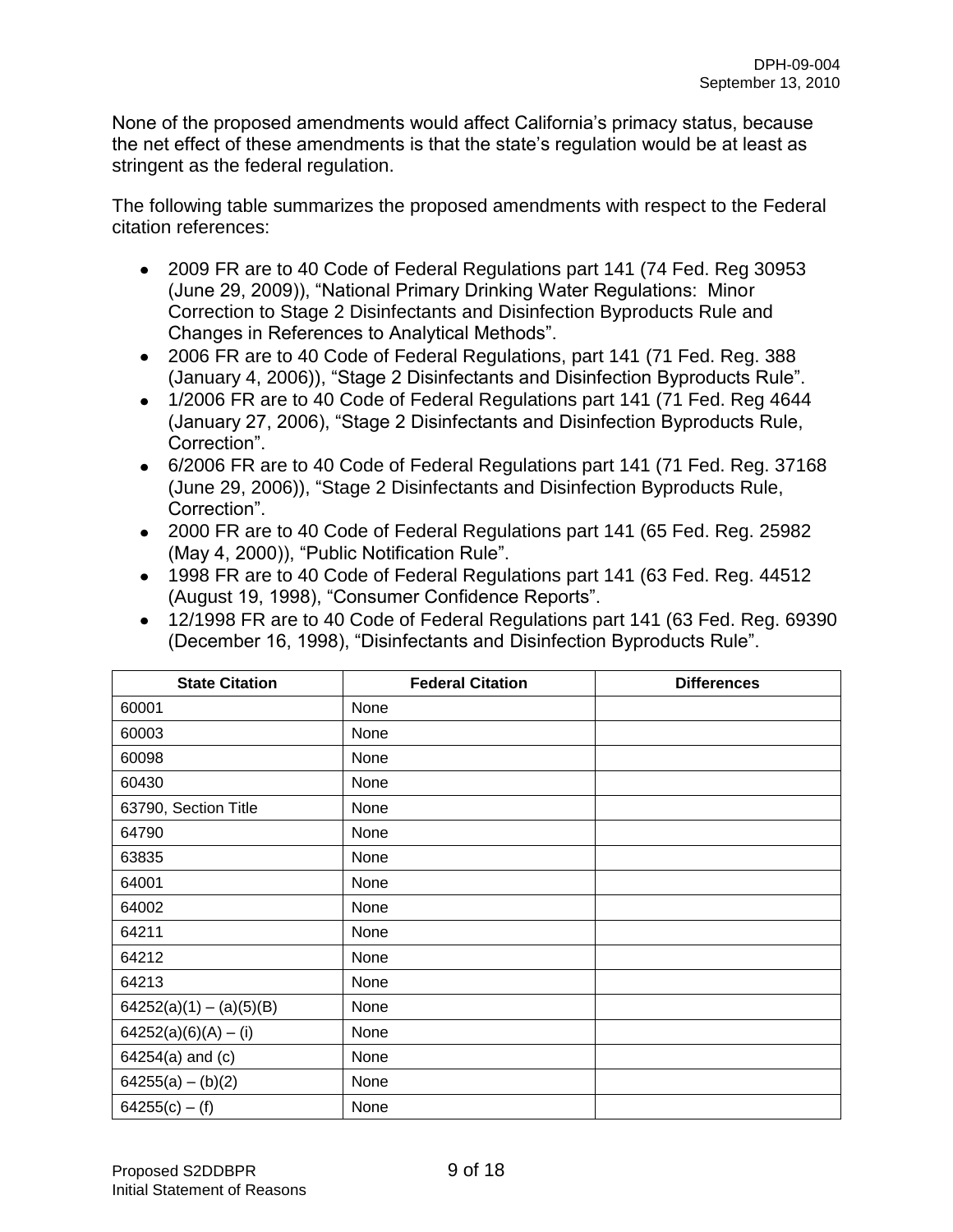None of the proposed amendments would affect California's primacy status, because the net effect of these amendments is that the state's regulation would be at least as stringent as the federal regulation.

The following table summarizes the proposed amendments with respect to the Federal citation references:

- 2009 FR are to 40 Code of Federal Regulations part 141 (74 Fed. Reg 30953 (June 29, 2009)), "National Primary Drinking Water Regulations: Minor Correction to Stage 2 Disinfectants and Disinfection Byproducts Rule and Changes in References to Analytical Methods".
- 2006 FR are to 40 Code of Federal Regulations, part 141 (71 Fed. Reg. 388 (January 4, 2006)), "Stage 2 Disinfectants and Disinfection Byproducts Rule".
- 1/2006 FR are to 40 Code of Federal Regulations part 141 (71 Fed. Reg 4644 (January 27, 2006), "Stage 2 Disinfectants and Disinfection Byproducts Rule, Correction".
- 6/2006 FR are to 40 Code of Federal Regulations part 141 (71 Fed. Reg. 37168 (June 29, 2006)), "Stage 2 Disinfectants and Disinfection Byproducts Rule, Correction".
- 2000 FR are to 40 Code of Federal Regulations part 141 (65 Fed. Reg. 25982 (May 4, 2000)), "Public Notification Rule".
- 1998 FR are to 40 Code of Federal Regulations part 141 (63 Fed. Reg. 44512 (August 19, 1998), "Consumer Confidence Reports".
- 12/1998 FR are to 40 Code of Federal Regulations part 141 (63 Fed. Reg. 69390 (December 16, 1998), "Disinfectants and Disinfection Byproducts Rule".

| State Citation | Federal Citation | Differences |
|---|---|---|
| 60001 | None | |
| 60003 | None | |
| 60098 | None | |
| 60430 | None | |
| 63790, Section Title | None | |
| 64790 | None | |
| 63835 | None | |
| 64001 | None | |
| 64002 | None | |
| 64211 | None | |
| 64212 | None | |
| 64213 | None | |
| 64252(a)(1) – (a)(5)(B) | None | |
| 64252(a)(6)(A) – (i) | None | |
| 64254(a) and (c) | None | |
| 64255(a) – (b)(2) | None | |
| 64255(c) – (f) | None | |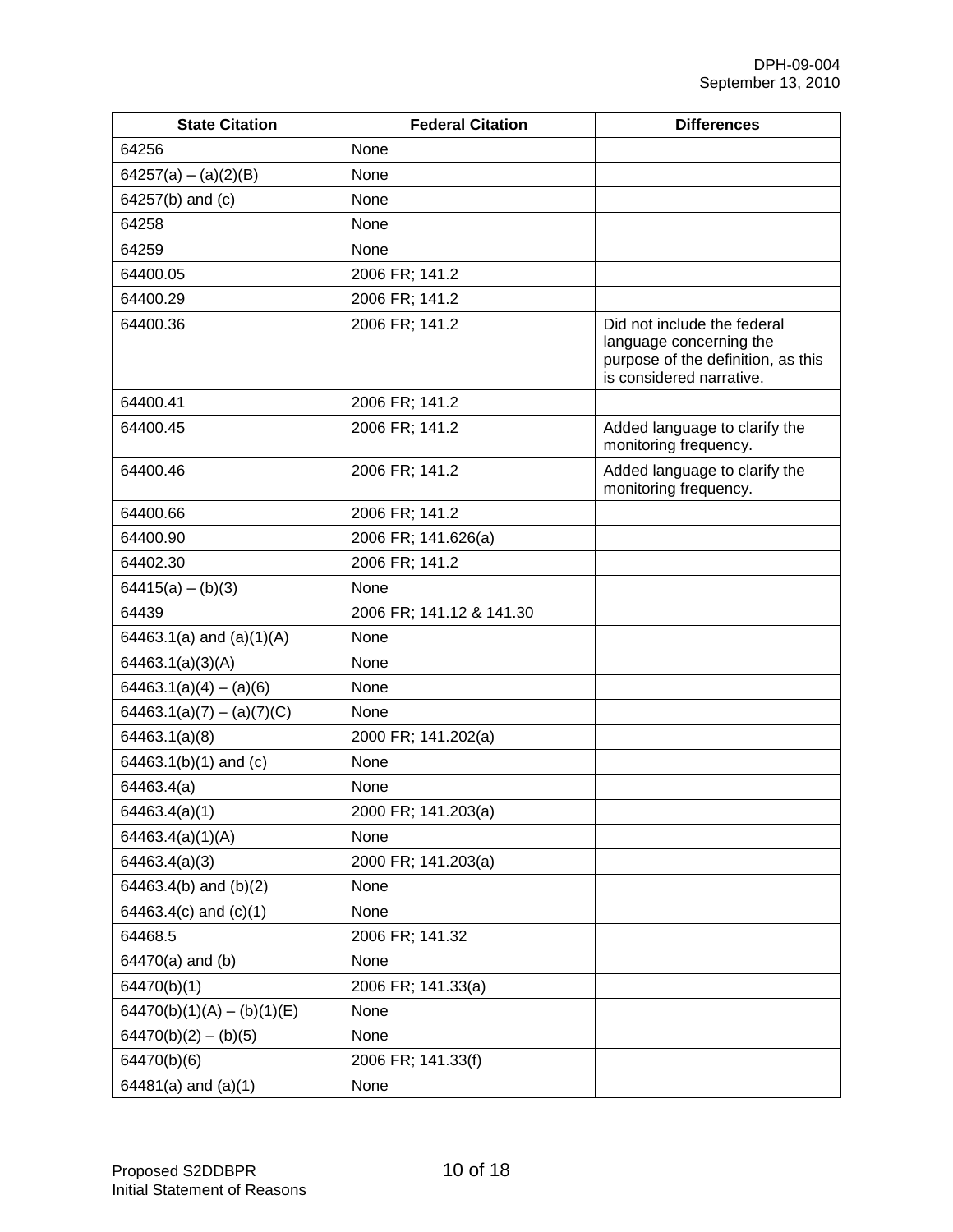| State Citation | Federal Citation | Differences |
|---|---|---|
| 64256 | None | |
| 64257(a) – (a)(2)(B) | None | |
| 64257(b) and (c) | None | |
| 64258 | None | |
| 64259 | None | |
| 64400.05 | 2006 FR; 141.2 | |
| 64400.29 | 2006 FR; 141.2 | |
| 64400.36 | 2006 FR; 141.2 | Did not include the federal language concerning the purpose of the definition, as this is considered narrative. |
| 64400.41 | 2006 FR; 141.2 | |
| 64400.45 | 2006 FR; 141.2 | Added language to clarify the monitoring frequency. |
| 64400.46 | 2006 FR; 141.2 | Added language to clarify the monitoring frequency. |
| 64400.66 | 2006 FR; 141.2 | |
| 64400.90 | 2006 FR; 141.626(a) | |
| 64402.30 | 2006 FR; 141.2 | |
| 64415(a) – (b)(3) | None | |
| 64439 | 2006 FR; 141.12 & 141.30 | |
| 64463.1(a) and (a)(1)(A) | None | |
| 64463.1(a)(3)(A) | None | |
| 64463.1(a)(4) – (a)(6) | None | |
| 64463.1(a)(7) – (a)(7)(C) | None | |
| 64463.1(a)(8) | 2000 FR; 141.202(a) | |
| 64463.1(b)(1) and (c) | None | |
| 64463.4(a) | None | |
| 64463.4(a)(1) | 2000 FR; 141.203(a) | |
| 64463.4(a)(1)(A) | None | |
| 64463.4(a)(3) | 2000 FR; 141.203(a) | |
| 64463.4(b) and (b)(2) | None | |
| 64463.4(c) and (c)(1) | None | |
| 64468.5 | 2006 FR; 141.32 | |
| 64470(a) and (b) | None | |
| 64470(b)(1) | 2006 FR; 141.33(a) | |
| 64470(b)(1)(A) – (b)(1)(E) | None | |
| 64470(b)(2) – (b)(5) | None | |
| 64470(b)(6) | 2006 FR; 141.33(f) | |
| 64481(a) and (a)(1) | None | |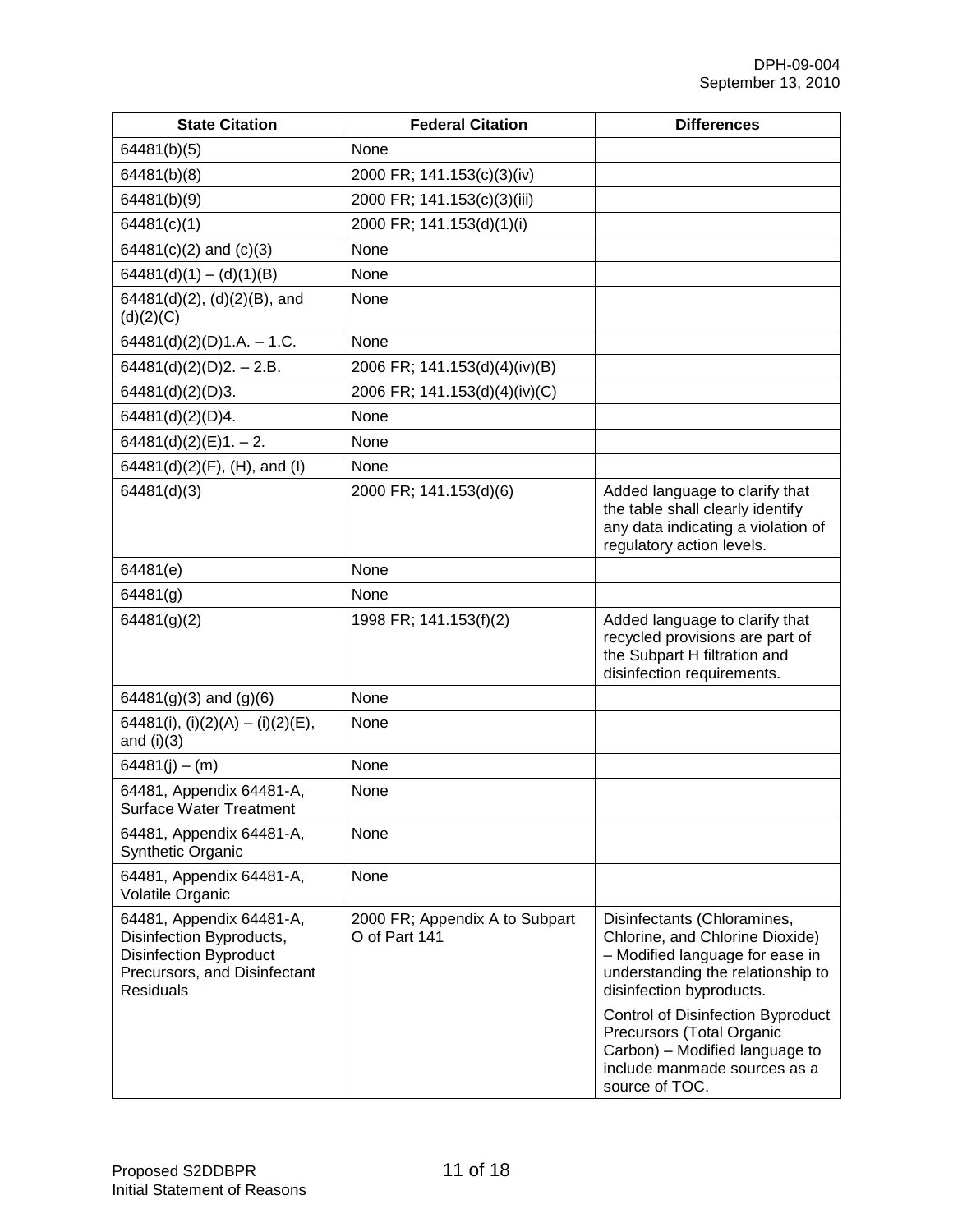| State Citation | Federal Citation | Differences |
| --- | --- | --- |
| 64481(b)(5) | None | |
| 64481(b)(8) | 2000 FR; 141.153(c)(3)(iv) | |
| 64481(b)(9) | 2000 FR; 141.153(c)(3)(iii) | |
| 64481(c)(1) | 2000 FR; 141.153(d)(1)(i) | |
| 64481(c)(2) and (c)(3) | None | |
| 64481(d)(1) – (d)(1)(B) | None | |
| 64481(d)(2), (d)(2)(B), and (d)(2)(C) | None | |
| 64481(d)(2)(D)1.A. – 1.C. | None | |
| 64481(d)(2)(D)2. – 2.B. | 2006 FR; 141.153(d)(4)(iv)(B) | |
| 64481(d)(2)(D)3. | 2006 FR; 141.153(d)(4)(iv)(C) | |
| 64481(d)(2)(D)4. | None | |
| 64481(d)(2)(E)1. – 2. | None | |
| 64481(d)(2)(F), (H), and (I) | None | |
| 64481(d)(3) | 2000 FR; 141.153(d)(6) | Added language to clarify that the table shall clearly identify any data indicating a violation of regulatory action levels. |
| 64481(e) | None | |
| 64481(g) | None | |
| 64481(g)(2) | 1998 FR; 141.153(f)(2) | Added language to clarify that recycled provisions are part of the Subpart H filtration and disinfection requirements. |
| 64481(g)(3) and (g)(6) | None | |
| 64481(i), (i)(2)(A) – (i)(2)(E), and (i)(3) | None | |
| 64481(j) – (m) | None | |
| 64481, Appendix 64481-A, Surface Water Treatment | None | |
| 64481, Appendix 64481-A, Synthetic Organic | None | |
| 64481, Appendix 64481-A, Volatile Organic | None | |
| 64481, Appendix 64481-A, Disinfection Byproducts, Disinfection Byproduct Precursors, and Disinfectant Residuals | 2000 FR; Appendix A to Subpart O of Part 141 | Disinfectants (Chloramines, Chlorine, and Chlorine Dioxide) – Modified language for ease in understanding the relationship to disinfection byproducts.<br><br>Control of Disinfection Byproduct Precursors (Total Organic Carbon) – Modified language to include manmade sources as a source of TOC. |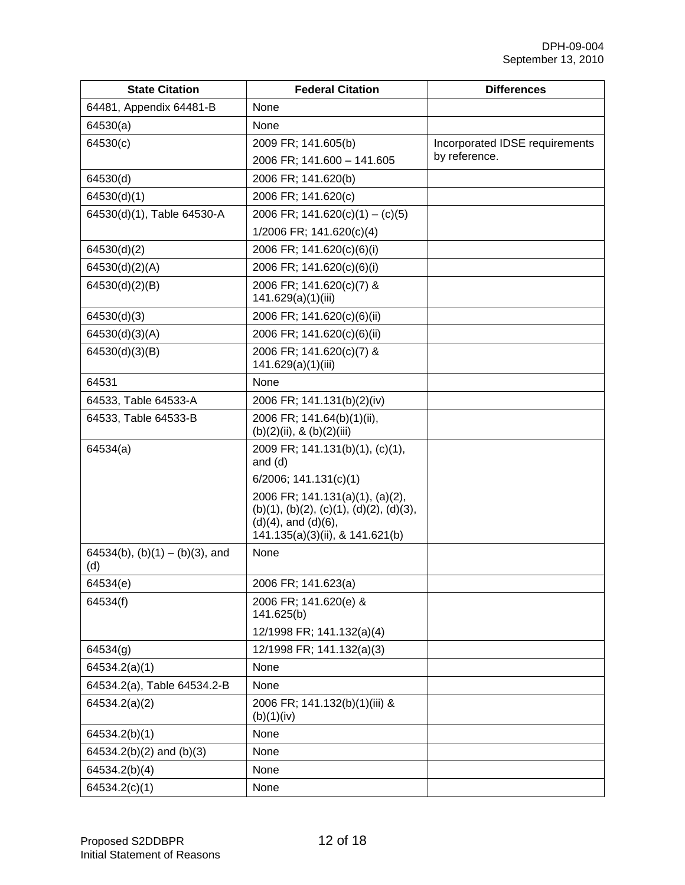| State Citation | Federal Citation | Differences |
|---|---|---|
| 64481, Appendix 64481-B | None | |
| 64530(a) | None | |
| 64530(c) | 2009 FR; 141.605(b)<br>2006 FR; 141.600 – 141.605 | Incorporated IDSE requirements by reference. |
| 64530(d) | 2006 FR; 141.620(b) | |
| 64530(d)(1) | 2006 FR; 141.620(c) | |
| 64530(d)(1), Table 64530-A | 2006 FR; 141.620(c)(1) – (c)(5)<br>1/2006 FR; 141.620(c)(4) | |
| 64530(d)(2) | 2006 FR; 141.620(c)(6)(i) | |
| 64530(d)(2)(A) | 2006 FR; 141.620(c)(6)(i) | |
| 64530(d)(2)(B) | 2006 FR; 141.620(c)(7) & 141.629(a)(1)(iii) | |
| 64530(d)(3) | 2006 FR; 141.620(c)(6)(ii) | |
| 64530(d)(3)(A) | 2006 FR; 141.620(c)(6)(ii) | |
| 64530(d)(3)(B) | 2006 FR; 141.620(c)(7) & 141.629(a)(1)(iii) | |
| 64531 | None | |
| 64533, Table 64533-A | 2006 FR; 141.131(b)(2)(iv) | |
| 64533, Table 64533-B | 2006 FR; 141.64(b)(1)(ii), (b)(2)(ii), & (b)(2)(iii) | |
| 64534(a) | 2009 FR; 141.131(b)(1), (c)(1), and (d)<br>6/2006; 141.131(c)(1)<br>2006 FR; 141.131(a)(1), (a)(2), (b)(1), (b)(2), (c)(1), (d)(2), (d)(3), (d)(4), and (d)(6), 141.135(a)(3)(ii), & 141.621(b) | |
| 64534(b), (b)(1) – (b)(3), and (d) | None | |
| 64534(e) | 2006 FR; 141.623(a) | |
| 64534(f) | 2006 FR; 141.620(e) & 141.625(b)<br>12/1998 FR; 141.132(a)(4) | |
| 64534(g) | 12/1998 FR; 141.132(a)(3) | |
| 64534.2(a)(1) | None | |
| 64534.2(a), Table 64534.2-B | None | |
| 64534.2(a)(2) | 2006 FR; 141.132(b)(1)(iii) & (b)(1)(iv) | |
| 64534.2(b)(1) | None | |
| 64534.2(b)(2) and (b)(3) | None | |
| 64534.2(b)(4) | None | |
| 64534.2(c)(1) | None | |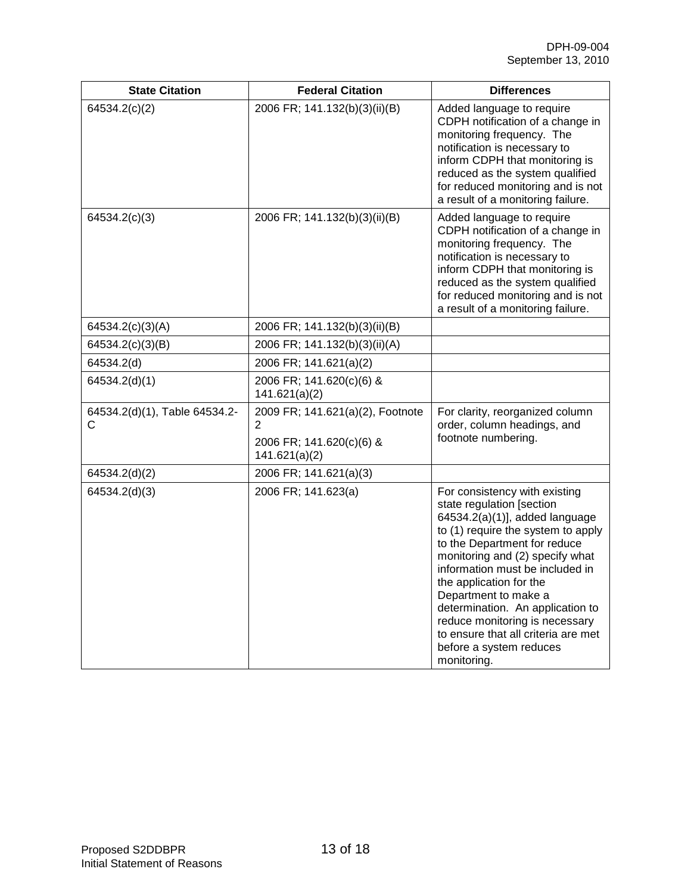| State Citation | Federal Citation | Differences |
|---|---|---|
| 64534.2(c)(2) | 2006 FR; 141.132(b)(3)(ii)(B) | Added language to require CDPH notification of a change in monitoring frequency. The notification is necessary to inform CDPH that monitoring is reduced as the system qualified for reduced monitoring and is not a result of a monitoring failure. |
| 64534.2(c)(3) | 2006 FR; 141.132(b)(3)(ii)(B) | Added language to require CDPH notification of a change in monitoring frequency. The notification is necessary to inform CDPH that monitoring is reduced as the system qualified for reduced monitoring and is not a result of a monitoring failure. |
| 64534.2(c)(3)(A) | 2006 FR; 141.132(b)(3)(ii)(B) | |
| 64534.2(c)(3)(B) | 2006 FR; 141.132(b)(3)(ii)(A) | |
| 64534.2(d) | 2006 FR; 141.621(a)(2) | |
| 64534.2(d)(1) | 2006 FR; 141.620(c)(6) & 141.621(a)(2) | |
| 64534.2(d)(1), Table 64534.2-C | 2009 FR; 141.621(a)(2), Footnote 2<br>2006 FR; 141.620(c)(6) & 141.621(a)(2) | For clarity, reorganized column order, column headings, and footnote numbering. |
| 64534.2(d)(2) | 2006 FR; 141.621(a)(3) | |
| 64534.2(d)(3) | 2006 FR; 141.623(a) | For consistency with existing state regulation [section 64534.2(a)(1)], added language to (1) require the system to apply to the Department for reduce monitoring and (2) specify what information must be included in the application for the Department to make a determination. An application to reduce monitoring is necessary to ensure that all criteria are met before a system reduces monitoring. |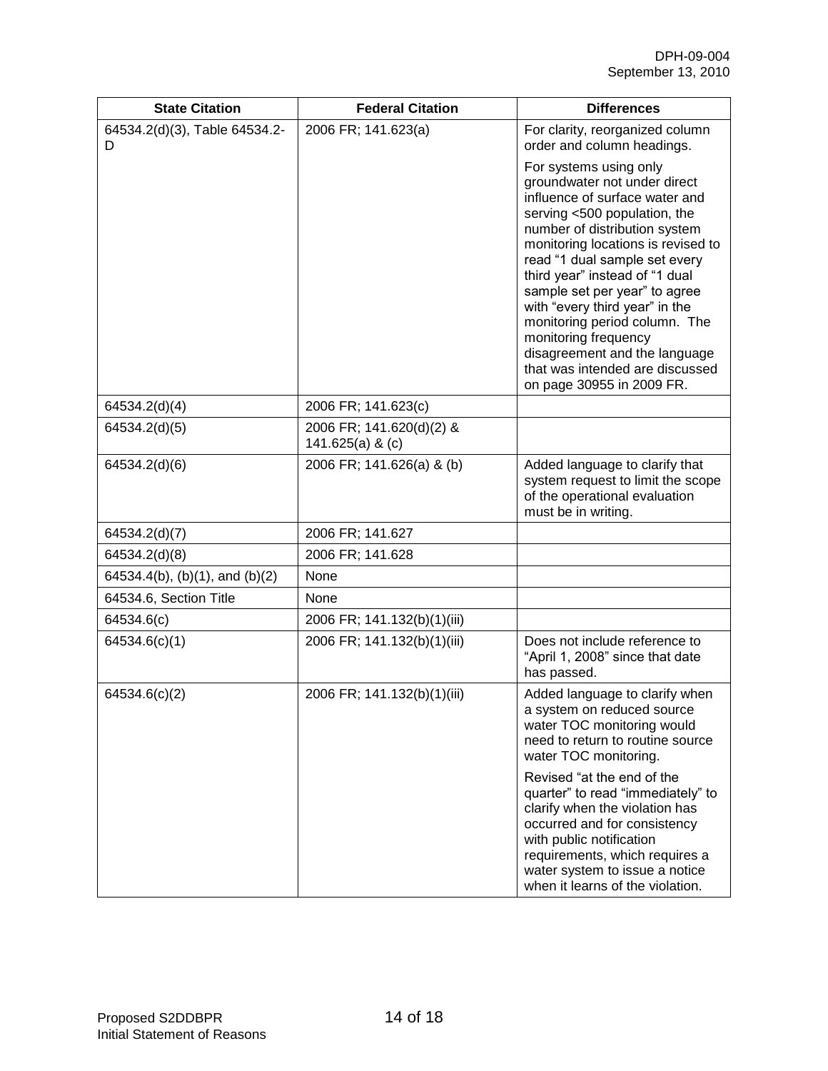| State Citation | Federal Citation | Differences |
|---|---|---|
| 64534.2(d)(3), Table 64534.2-D | 2006 FR; 141.623(a) | For clarity, reorganized column order and column headings.<br><br>For systems using only groundwater not under direct influence of surface water and serving <500 population, the number of distribution system monitoring locations is revised to read "1 dual sample set every third year" instead of "1 dual sample set per year" to agree with "every third year" in the monitoring period column. The monitoring frequency disagreement and the language that was intended are discussed on page 30955 in 2009 FR. |
| 64534.2(d)(4) | 2006 FR; 141.623(c) | |
| 64534.2(d)(5) | 2006 FR; 141.620(d)(2) & 141.625(a) & (c) | |
| 64534.2(d)(6) | 2006 FR; 141.626(a) & (b) | Added language to clarify that system request to limit the scope of the operational evaluation must be in writing. |
| 64534.2(d)(7) | 2006 FR; 141.627 | |
| 64534.2(d)(8) | 2006 FR; 141.628 | |
| 64534.4(b), (b)(1), and (b)(2) | None | |
| 64534.6, Section Title | None | |
| 64534.6(c) | 2006 FR; 141.132(b)(1)(iii) | |
| 64534.6(c)(1) | 2006 FR; 141.132(b)(1)(iii) | Does not include reference to "April 1, 2008" since that date has passed. |
| 64534.6(c)(2) | 2006 FR; 141.132(b)(1)(iii) | Added language to clarify when a system on reduced source water TOC monitoring would need to return to routine source water TOC monitoring.<br><br>Revised "at the end of the quarter" to read "immediately" to clarify when the violation has occurred and for consistency with public notification requirements, which requires a water system to issue a notice when it learns of the violation. |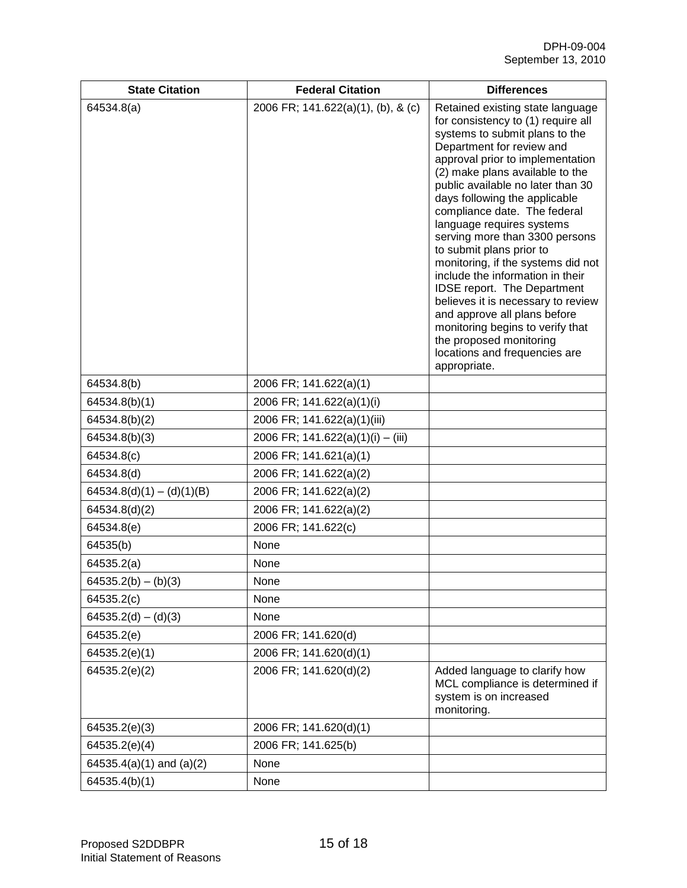| State Citation | Federal Citation | Differences |
|---|---|---|
| 64534.8(a) | 2006 FR; 141.622(a)(1), (b), & (c) | Retained existing state language for consistency to (1) require all systems to submit plans to the Department for review and approval prior to implementation (2) make plans available to the public available no later than 30 days following the applicable compliance date. The federal language requires systems serving more than 3300 persons to submit plans prior to monitoring, if the systems did not include the information in their IDSE report. The Department believes it is necessary to review and approve all plans before monitoring begins to verify that the proposed monitoring locations and frequencies are appropriate. |
| 64534.8(b) | 2006 FR; 141.622(a)(1) | |
| 64534.8(b)(1) | 2006 FR; 141.622(a)(1)(i) | |
| 64534.8(b)(2) | 2006 FR; 141.622(a)(1)(iii) | |
| 64534.8(b)(3) | 2006 FR; 141.622(a)(1)(i) – (iii) | |
| 64534.8(c) | 2006 FR; 141.621(a)(1) | |
| 64534.8(d) | 2006 FR; 141.622(a)(2) | |
| 64534.8(d)(1) – (d)(1)(B) | 2006 FR; 141.622(a)(2) | |
| 64534.8(d)(2) | 2006 FR; 141.622(a)(2) | |
| 64534.8(e) | 2006 FR; 141.622(c) | |
| 64535(b) | None | |
| 64535.2(a) | None | |
| 64535.2(b) – (b)(3) | None | |
| 64535.2(c) | None | |
| 64535.2(d) – (d)(3) | None | |
| 64535.2(e) | 2006 FR; 141.620(d) | |
| 64535.2(e)(1) | 2006 FR; 141.620(d)(1) | |
| 64535.2(e)(2) | 2006 FR; 141.620(d)(2) | Added language to clarify how MCL compliance is determined if system is on increased monitoring. |
| 64535.2(e)(3) | 2006 FR; 141.620(d)(1) | |
| 64535.2(e)(4) | 2006 FR; 141.625(b) | |
| 64535.4(a)(1) and (a)(2) | None | |
| 64535.4(b)(1) | None | |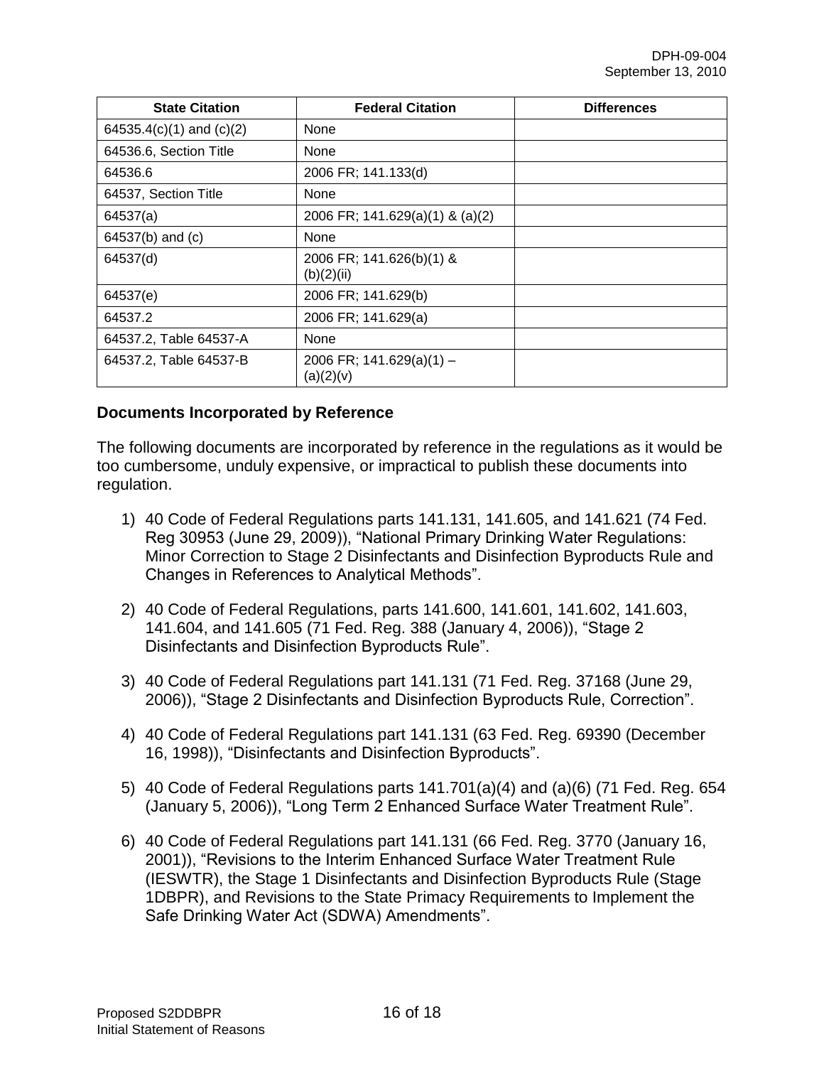| State Citation | Federal Citation | Differences |
|---|---|---|
| 64535.4(c)(1) and (c)(2) | None | |
| 64536.6, Section Title | None | |
| 64536.6 | 2006 FR; 141.133(d) | |
| 64537, Section Title | None | |
| 64537(a) | 2006 FR; 141.629(a)(1) & (a)(2) | |
| 64537(b) and (c) | None | |
| 64537(d) | 2006 FR; 141.626(b)(1) & (b)(2)(ii) | |
| 64537(e) | 2006 FR; 141.629(b) | |
| 64537.2 | 2006 FR; 141.629(a) | |
| 64537.2, Table 64537-A | None | |
| 64537.2, Table 64537-B | 2006 FR; 141.629(a)(1) – (a)(2)(v) | |

**Documents Incorporated by Reference**

The following documents are incorporated by reference in the regulations as it would be too cumbersome, unduly expensive, or impractical to publish these documents into regulation.

1) 40 Code of Federal Regulations parts 141.131, 141.605, and 141.621 (74 Fed. Reg 30953 (June 29, 2009)), "National Primary Drinking Water Regulations: Minor Correction to Stage 2 Disinfectants and Disinfection Byproducts Rule and Changes in References to Analytical Methods".

2) 40 Code of Federal Regulations, parts 141.600, 141.601, 141.602, 141.603, 141.604, and 141.605 (71 Fed. Reg. 388 (January 4, 2006)), "Stage 2 Disinfectants and Disinfection Byproducts Rule".

3) 40 Code of Federal Regulations part 141.131 (71 Fed. Reg. 37168 (June 29, 2006)), "Stage 2 Disinfectants and Disinfection Byproducts Rule, Correction".

4) 40 Code of Federal Regulations part 141.131 (63 Fed. Reg. 69390 (December 16, 1998)), "Disinfectants and Disinfection Byproducts".

5) 40 Code of Federal Regulations parts 141.701(a)(4) and (a)(6) (71 Fed. Reg. 654 (January 5, 2006)), "Long Term 2 Enhanced Surface Water Treatment Rule".

6) 40 Code of Federal Regulations part 141.131 (66 Fed. Reg. 3770 (January 16, 2001)), "Revisions to the Interim Enhanced Surface Water Treatment Rule (IESWTR), the Stage 1 Disinfectants and Disinfection Byproducts Rule (Stage 1DBPR), and Revisions to the State Primacy Requirements to Implement the Safe Drinking Water Act (SDWA) Amendments".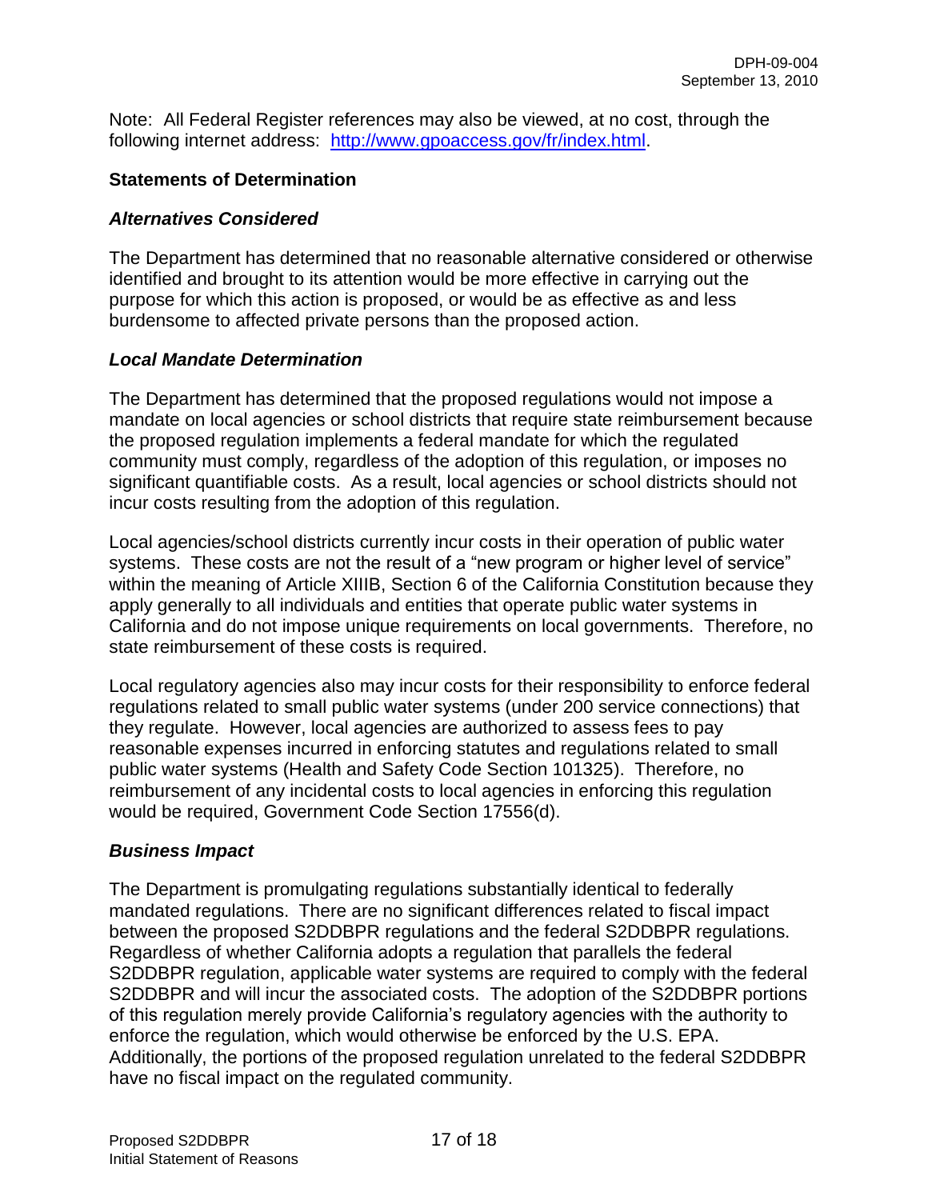Note: All Federal Register references may also be viewed, at no cost, through the following internet address: [http://www.gpoaccess.gov/fr/index.html](http://www.gpoaccess.gov/fr/index.html).

## Statements of Determination

### *Alternatives Considered*

The Department has determined that no reasonable alternative considered or otherwise identified and brought to its attention would be more effective in carrying out the purpose for which this action is proposed, or would be as effective as and less burdensome to affected private persons than the proposed action.

### *Local Mandate Determination*

The Department has determined that the proposed regulations would not impose a mandate on local agencies or school districts that require state reimbursement because the proposed regulation implements a federal mandate for which the regulated community must comply, regardless of the adoption of this regulation, or imposes no significant quantifiable costs. As a result, local agencies or school districts should not incur costs resulting from the adoption of this regulation.

Local agencies/school districts currently incur costs in their operation of public water systems. These costs are not the result of a "new program or higher level of service" within the meaning of Article XIIIB, Section 6 of the California Constitution because they apply generally to all individuals and entities that operate public water systems in California and do not impose unique requirements on local governments. Therefore, no state reimbursement of these costs is required.

Local regulatory agencies also may incur costs for their responsibility to enforce federal regulations related to small public water systems (under 200 service connections) that they regulate. However, local agencies are authorized to assess fees to pay reasonable expenses incurred in enforcing statutes and regulations related to small public water systems (Health and Safety Code Section 101325). Therefore, no reimbursement of any incidental costs to local agencies in enforcing this regulation would be required, Government Code Section 17556(d).

### *Business Impact*

The Department is promulgating regulations substantially identical to federally mandated regulations. There are no significant differences related to fiscal impact between the proposed S2DDBPR regulations and the federal S2DDBPR regulations. Regardless of whether California adopts a regulation that parallels the federal S2DDBPR regulation, applicable water systems are required to comply with the federal S2DDBPR and will incur the associated costs. The adoption of the S2DDBPR portions of this regulation merely provide California's regulatory agencies with the authority to enforce the regulation, which would otherwise be enforced by the U.S. EPA. Additionally, the portions of the proposed regulation unrelated to the federal S2DDBPR have no fiscal impact on the regulated community.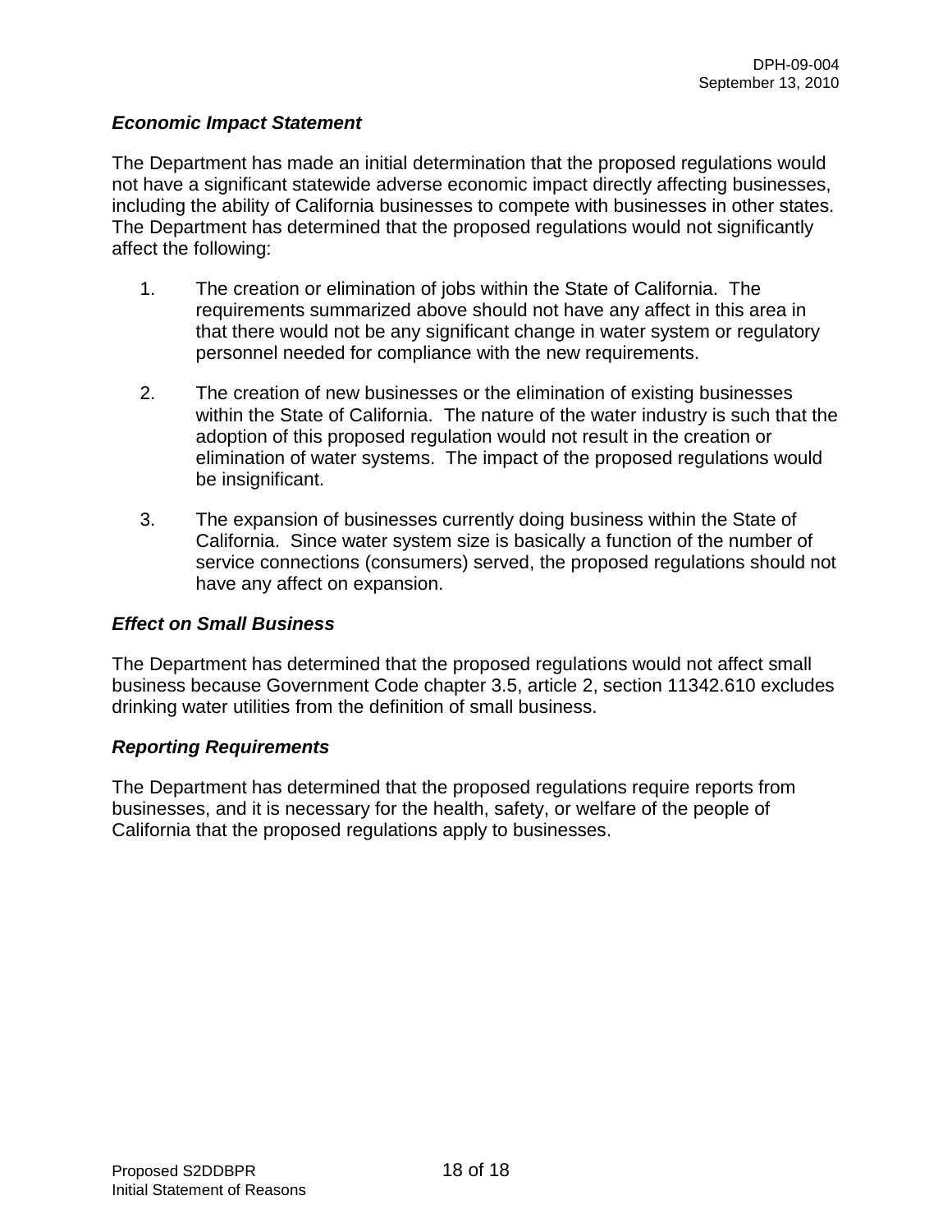***Economic Impact Statement***

The Department has made an initial determination that the proposed regulations would not have a significant statewide adverse economic impact directly affecting businesses, including the ability of California businesses to compete with businesses in other states. The Department has determined that the proposed regulations would not significantly affect the following:

1. The creation or elimination of jobs within the State of California. The requirements summarized above should not have any affect in this area in that there would not be any significant change in water system or regulatory personnel needed for compliance with the new requirements.

2. The creation of new businesses or the elimination of existing businesses within the State of California. The nature of the water industry is such that the adoption of this proposed regulation would not result in the creation or elimination of water systems. The impact of the proposed regulations would be insignificant.

3. The expansion of businesses currently doing business within the State of California. Since water system size is basically a function of the number of service connections (consumers) served, the proposed regulations should not have any affect on expansion.

***Effect on Small Business***

The Department has determined that the proposed regulations would not affect small business because Government Code chapter 3.5, article 2, section 11342.610 excludes drinking water utilities from the definition of small business.

***Reporting Requirements***

The Department has determined that the proposed regulations require reports from businesses, and it is necessary for the health, safety, or welfare of the people of California that the proposed regulations apply to businesses.